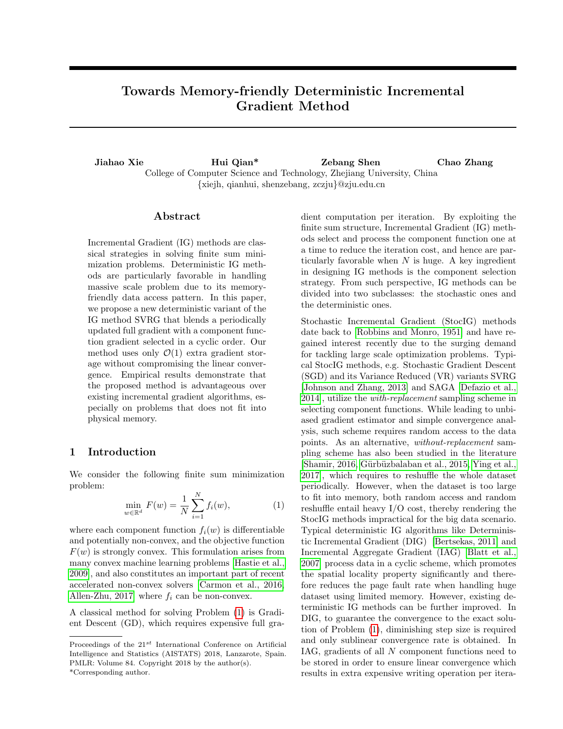# Towards Memory-friendly Deterministic Incremental Gradient Method

**Jiahao Xie** **Hui Qian*** **Zebang Shen** **Chao Zhang**

College of Computer Science and Technology, Zhejiang University, China
{xiejh, qianhui, shenzebang, zczju}@zju.edu.cn

## Abstract

Incremental Gradient (IG) methods are classical strategies in solving finite sum minimization problems. Deterministic IG methods are particularly favorable in handling massive scale problem due to its memory-friendly data access pattern. In this paper, we propose a new deterministic variant of the IG method SVRG that blends a periodically updated full gradient with a component function gradient selected in a cyclic order. Our method uses only $\mathcal{O}(1)$ extra gradient storage without compromising the linear convergence. Empirical results demonstrate that the proposed method is advantageous over existing incremental gradient algorithms, especially on problems that does not fit into physical memory.

## 1 Introduction

We consider the following finite sum minimization problem:

$$\min_{w \in \mathbb{R}^d} F(w) = \frac{1}{N} \sum_{i=1}^{N} f_i(w), \tag{1}$$

where each component function $f_i(w)$ is differentiable and potentially non-convex, and the objective function $F(w)$ is strongly convex. This formulation arises from many convex machine learning problems [Hastie et al., 2009], and also constitutes an important part of recent accelerated non-convex solvers [Carmon et al., 2016, Allen-Zhu, 2017] where $f_i$ can be non-convex.

A classical method for solving Problem (1) is Gradient Descent (GD), which requires expensive full gradient computation per iteration. By exploiting the finite sum structure, Incremental Gradient (IG) methods select and process the component function one at a time to reduce the iteration cost, and hence are particularly favorable when $N$ is huge. A key ingredient in designing IG methods is the component selection strategy. From such perspective, IG methods can be divided into two subclasses: the stochastic ones and the deterministic ones.

Stochastic Incremental Gradient (StocIG) methods date back to [Robbins and Monro, 1951] and have regained interest recently due to the surging demand for tackling large scale optimization problems. Typical StocIG methods, e.g. Stochastic Gradient Descent (SGD) and its Variance Reduced (VR) variants SVRG [Johnson and Zhang, 2013] and SAGA [Defazio et al., 2014], utilize the *with-replacement* sampling scheme in selecting component functions. While leading to unbiased gradient estimator and simple convergence analysis, such scheme requires random access to the data points. As an alternative, *without-replacement* sampling scheme has also been studied in the literature [Shamir, 2016, Gürbüzbalaban et al., 2015, Ying et al., 2017], which requires to reshuffle the whole dataset periodically. However, when the dataset is too large to fit into memory, both random access and random reshuffle entail heavy I/O cost, thereby rendering the StocIG methods impractical for the big data scenario. Typical deterministic IG algorithms like Deterministic Incremental Gradient (DIG) [Bertsekas, 2011] and Incremental Aggregate Gradient (IAG) [Blatt et al., 2007] process data in a cyclic scheme, which promotes the spatial locality property significantly and therefore reduces the page fault rate when handling huge dataset using limited memory. However, existing deterministic IG methods can be further improved. In DIG, to guarantee the convergence to the exact solution of Problem (1), diminishing step size is required and only sublinear convergence rate is obtained. In IAG, gradients of all $N$ component functions need to be stored in order to ensure linear convergence which results in extra expensive writing operation per itera-

Proceedings of the 21[st] International Conference on Artificial Intelligence and Statistics (AISTATS) 2018, Lanzarote, Spain. PMLR: Volume 84. Copyright 2018 by the author(s).
*Corresponding author.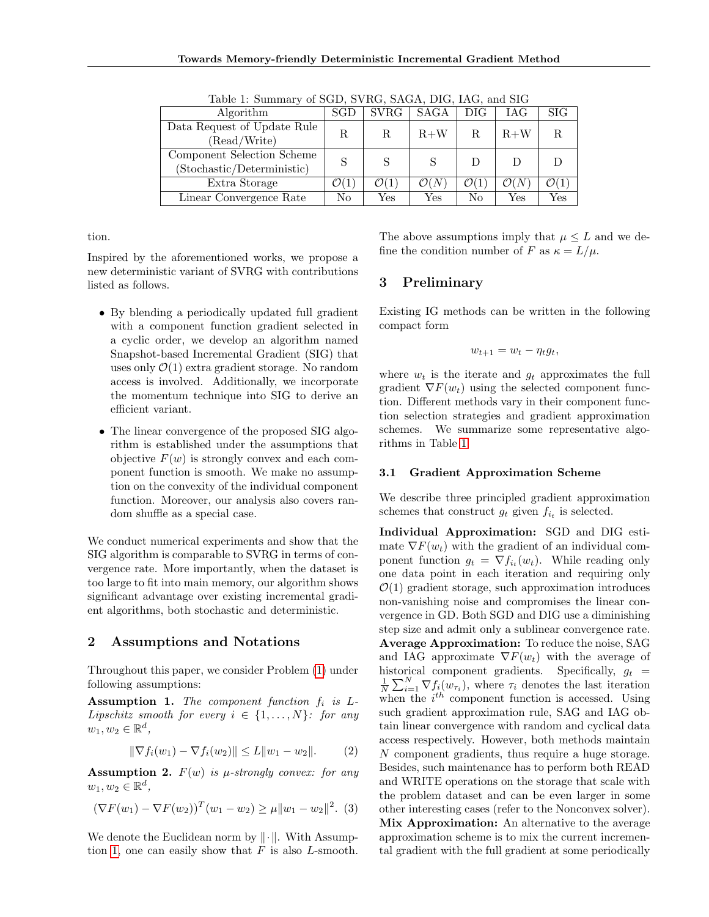Table 1: Summary of SGD, SVRG, SAGA, DIG, IAG, and SIG

| Algorithm | SGD | SVRG | SAGA | DIG | IAG | SIG |
|---|---|---|---|---|---|---|
| Data Request of Update Rule (Read/Write) | R | R | R+W | R | R+W | R |
| Component Selection Scheme (Stochastic/Deterministic) | S | S | S | D | D | D |
| Extra Storage | $\mathcal{O}(1)$ | $\mathcal{O}(1)$ | $\mathcal{O}(N)$ | $\mathcal{O}(1)$ | $\mathcal{O}(N)$ | $\mathcal{O}(1)$ |
| Linear Convergence Rate | No | Yes | Yes | No | Yes | Yes |

tion.

Inspired by the aforementioned works, we propose a new deterministic variant of SVRG with contributions listed as follows.

- By blending a periodically updated full gradient with a component function gradient selected in a cyclic order, we develop an algorithm named Snapshot-based Incremental Gradient (SIG) that uses only $\mathcal{O}(1)$ extra gradient storage. No random access is involved. Additionally, we incorporate the momentum technique into SIG to derive an efficient variant.
- The linear convergence of the proposed SIG algorithm is established under the assumptions that objective $F(w)$ is strongly convex and each component function is smooth. We make no assumption on the convexity of the individual component function. Moreover, our analysis also covers random shuffle as a special case.

We conduct numerical experiments and show that the SIG algorithm is comparable to SVRG in terms of convergence rate. More importantly, when the dataset is too large to fit into main memory, our algorithm shows significant advantage over existing incremental gradient algorithms, both stochastic and deterministic.

## 2 Assumptions and Notations

Throughout this paper, we consider Problem (1) under following assumptions:

**Assumption 1.** *The component function $f_i$ is $L$-Lipschitz smooth for every $i \in \{1, \dots, N\}$: for any $w_1, w_2 \in \mathbb{R}^d$,*

$$\|\nabla f_i(w_1) - \nabla f_i(w_2)\| \le L\|w_1 - w_2\|. \tag{2}$$

**Assumption 2.** *$F(w)$ is $\mu$-strongly convex: for any $w_1, w_2 \in \mathbb{R}^d$,*

$$(\nabla F(w_1) - \nabla F(w_2))^T(w_1 - w_2) \ge \mu\|w_1 - w_2\|^2. \tag{3}$$

We denote the Euclidean norm by $\|\cdot\|$. With Assumption 1, one can easily show that $F$ is also $L$-smooth. The above assumptions imply that $\mu \le L$ and we define the condition number of $F$ as $\kappa = L/\mu$.

## 3 Preliminary

Existing IG methods can be written in the following compact form

$$w_{t+1} = w_t - \eta_t g_t,$$

where $w_t$ is the iterate and $g_t$ approximates the full gradient $\nabla F(w_t)$ using the selected component function. Different methods vary in their component function selection strategies and gradient approximation schemes. We summarize some representative algorithms in Table 1.

### 3.1 Gradient Approximation Scheme

We describe three principled gradient approximation schemes that construct $g_t$ given $f_{i_t}$ is selected.

**Individual Approximation:** SGD and DIG estimate $\nabla F(w_t)$ with the gradient of an individual component function $g_t = \nabla f_{i_t}(w_t)$. While reading only one data point in each iteration and requiring only $\mathcal{O}(1)$ gradient storage, such approximation introduces non-vanishing noise and compromises the linear convergence in GD. Both SGD and DIG use a diminishing step size and admit only a sublinear convergence rate.
**Average Approximation:** To reduce the noise, SAG and IAG approximate $\nabla F(w_t)$ with the average of historical component gradients. Specifically, $g_t = \frac{1}{N}\sum_{i=1}^{N} \nabla f_i(w_{\tau_i})$, where $\tau_i$ denotes the last iteration when the $i^{th}$ component function is accessed. Using such gradient approximation rule, SAG and IAG obtain linear convergence with random and cyclical data access respectively. However, both methods maintain $N$ component gradients, thus require a huge storage. Besides, such maintenance has to perform both READ and WRITE operations on the storage that scale with the problem dataset and can be even larger in some other interesting cases (refer to the Nonconvex solver).
**Mix Approximation:** An alternative to the average approximation scheme is to mix the current incremental gradient with the full gradient at some periodically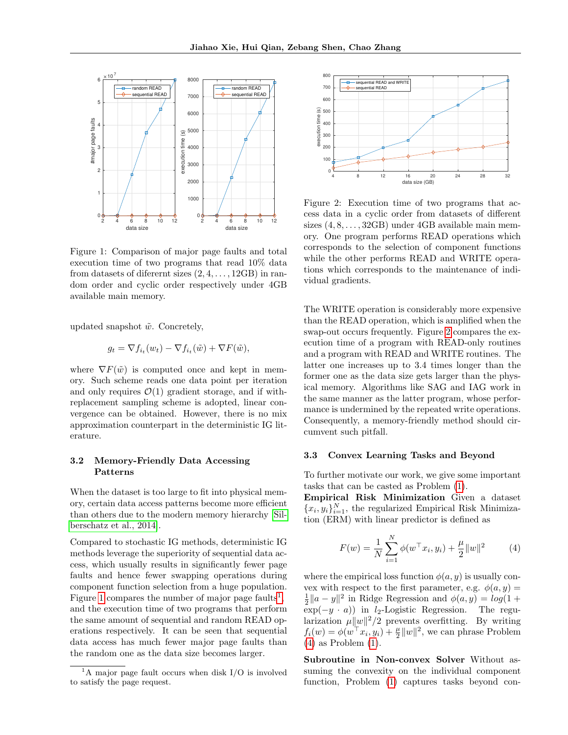Figure 1: Comparison of major page faults and total execution time of two programs that read 10% data from datasets of diferernt sizes $(2, 4, \ldots, 12\text{GB})$ in random order and cyclic order respectively under 4GB available main memory.

updated snapshot $\tilde{w}$. Concretely,

$$g_t = \nabla f_{i_t}(w_t) - \nabla f_{i_t}(\tilde{w}) + \nabla F(\tilde{w}),$$

where $\nabla F(\tilde{w})$ is computed once and kept in memory. Such scheme reads one data point per iteration and only requires $\mathcal{O}(1)$ gradient storage, and if with-replacement sampling scheme is adopted, linear convergence can be obtained. However, there is no mix approximation counterpart in the deterministic IG literature.

### 3.2 Memory-Friendly Data Accessing Patterns

When the dataset is too large to fit into physical memory, certain data access patterns become more efficient than others due to the modern memory hierarchy [Silberschatz et al., 2014].

Compared to stochastic IG methods, deterministic IG methods leverage the superiority of sequential data access, which usually results in significantly fewer page faults and hence fewer swapping operations during component function selection from a huge population. Figure 1 compares the number of major page faults[1], and the execution time of two programs that perform the same amount of sequential and random READ operations respectively. It can be seen that sequential data access has much fewer major page faults than the random one as the data size becomes larger.

[1] A major page fault occurs when disk I/O is involved to satisfy the page request.

Figure 2: Execution time of two programs that access data in a cyclic order from datasets of different sizes $(4, 8, \ldots, 32\text{GB})$ under 4GB available main memory. One program performs READ operations which corresponds to the selection of component functions while the other performs READ and WRITE operations which corresponds to the maintenance of individual gradients.

The WRITE operation is considerably more expensive than the READ operation, which is amplified when the swap-out occurs frequently. Figure 2 compares the execution time of a program with READ-only routines and a program with READ and WRITE routines. The latter one increases up to 3.4 times longer than the former one as the data size gets larger than the physical memory. Algorithms like SAG and IAG work in the same manner as the latter program, whose performance is undermined by the repeated write operations. Consequently, a memory-friendly method should circumvent such pitfall.

### 3.3 Convex Learning Tasks and Beyond

To further motivate our work, we give some important tasks that can be casted as Problem (1).

**Empirical Risk Minimization** Given a dataset $\{x_i, y_i\}_{i=1}^N$, the regularized Empirical Risk Minimization (ERM) with linear predictor is defined as

$$F(w) = \frac{1}{N}\sum_{i=1}^{N} \phi(w^\top x_i, y_i) + \frac{\mu}{2}\|w\|^2 \quad (4)$$

where the empirical loss function $\phi(a, y)$ is usually convex with respect to the first parameter, e.g. $\phi(a, y) = \frac{1}{2}\|a - y\|^2$ in Ridge Regression and $\phi(a, y) = log(1 + \exp(-y \cdot a))$ in $l_2$-Logistic Regression. The regularization $\mu\|w\|^2/2$ prevents overfitting. By writing $f_i(w) = \phi(w^\top x_i, y_i) + \frac{\mu}{2}\|w\|^2$, we can phrase Problem (4) as Problem (1).

**Subroutine in Non-convex Solver** Without assuming the convexity on the individual component function, Problem (1) captures tasks beyond con-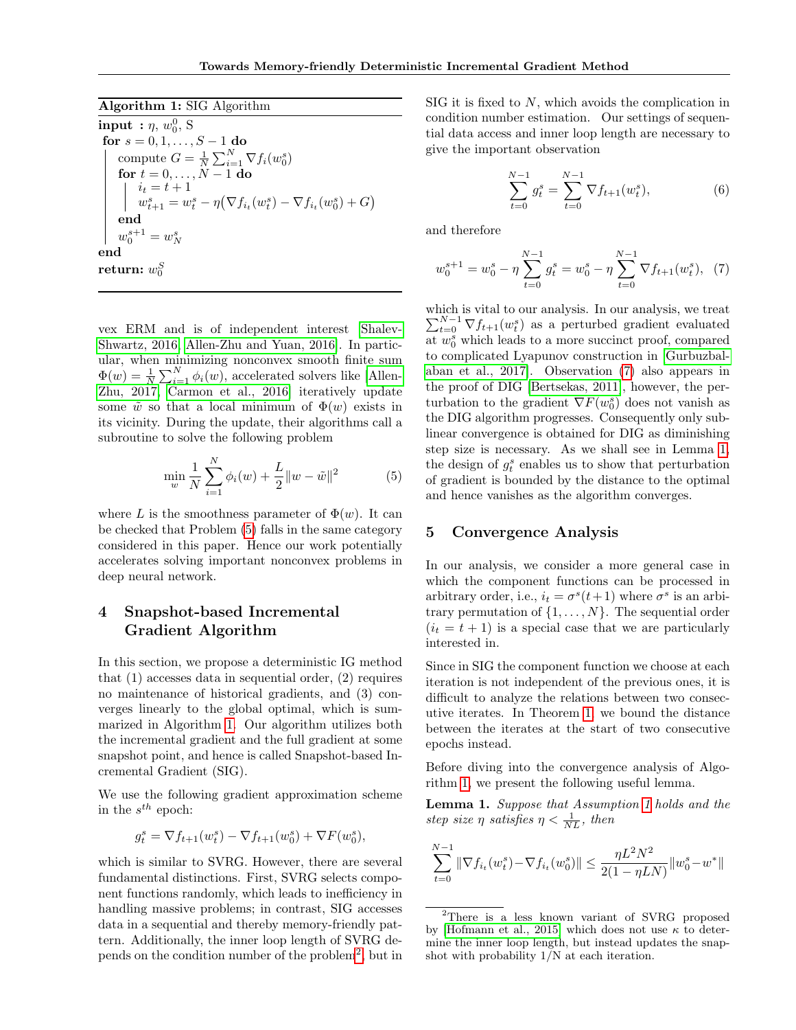**Algorithm 1:** SIG Algorithm

```
input : η, w_0^0, S
for s = 0, 1, ..., S − 1 do
    compute G = (1/N) Σ_{i=1}^N ∇f_i(w_0^s)
    for t = 0, ..., N − 1 do
        i_t = t + 1
        w_{t+1}^s = w_t^s − η(∇f_{i_t}(w_t^s) − ∇f_{i_t}(w_0^s) + G)
    end
    w_0^{s+1} = w_N^s
end
return: w_0^S
```

vex ERM and is of independent interest [Shalev-Shwartz, 2016, Allen-Zhu and Yuan, 2016]. In particular, when minimizing nonconvex smooth finite sum $\Phi(w) = \frac{1}{N}\sum_{i=1}^N \phi_i(w)$, accelerated solvers like [Allen-Zhu, 2017, Carmon et al., 2016] iteratively update some $\tilde{w}$ so that a local minimum of $\Phi(w)$ exists in its vicinity. During the update, their algorithms call a subroutine to solve the following problem

$$\min_w \frac{1}{N}\sum_{i=1}^N \phi_i(w) + \frac{L}{2}\|w - \tilde{w}\|^2 \tag{5}$$

where $L$ is the smoothness parameter of $\Phi(w)$. It can be checked that Problem (5) falls in the same category considered in this paper. Hence our work potentially accelerates solving important nonconvex problems in deep neural network.

# 4 Snapshot-based Incremental Gradient Algorithm

In this section, we propose a deterministic IG method that (1) accesses data in sequential order, (2) requires no maintenance of historical gradients, and (3) converges linearly to the global optimal, which is summarized in Algorithm 1. Our algorithm utilizes both the incremental gradient and the full gradient at some snapshot point, and hence is called Snapshot-based Incremental Gradient (SIG).

We use the following gradient approximation scheme in the $s^{th}$ epoch:

$$g_t^s = \nabla f_{t+1}(w_t^s) - \nabla f_{t+1}(w_0^s) + \nabla F(w_0^s),$$

which is similar to SVRG. However, there are several fundamental distinctions. First, SVRG selects component functions randomly, which leads to inefficiency in handling massive problems; in contrast, SIG accesses data in a sequential and thereby memory-friendly pattern. Additionally, the inner loop length of SVRG depends on the condition number of the problem[2], but in SIG it is fixed to $N$, which avoids the complication in condition number estimation. Our settings of sequential data access and inner loop length are necessary to give the important observation

$$\sum_{t=0}^{N-1} g_t^s = \sum_{t=0}^{N-1} \nabla f_{t+1}(w_t^s), \tag{6}$$

and therefore

$$w_0^{s+1} = w_0^s - \eta \sum_{t=0}^{N-1} g_t^s = w_0^s - \eta \sum_{t=0}^{N-1} \nabla f_{t+1}(w_t^s), \tag{7}$$

which is vital to our analysis. In our analysis, we treat $\sum_{t=0}^{N-1} \nabla f_{t+1}(w_t^s)$ as a perturbed gradient evaluated at $w_0^s$ which leads to a more succinct proof, compared to complicated Lyapunov construction in [Gurbuzbalaban et al., 2017]. Observation (7) also appears in the proof of DIG [Bertsekas, 2011], however, the perturbation to the gradient $\nabla F(w_0^s)$ does not vanish as the DIG algorithm progresses. Consequently only sublinear convergence is obtained for DIG as diminishing step size is necessary. As we shall see in Lemma 1, the design of $g_t^s$ enables us to show that perturbation of gradient is bounded by the distance to the optimal and hence vanishes as the algorithm converges.

# 5 Convergence Analysis

In our analysis, we consider a more general case in which the component functions can be processed in arbitrary order, i.e., $i_t = \sigma^s(t+1)$ where $\sigma^s$ is an arbitrary permutation of $\{1, \ldots, N\}$. The sequential order ($i_t = t+1$) is a special case that we are particularly interested in.

Since in SIG the component function we choose at each iteration is not independent of the previous ones, it is difficult to analyze the relations between two consecutive iterates. In Theorem 1, we bound the distance between the iterates at the start of two consecutive epochs instead.

Before diving into the convergence analysis of Algorithm 1, we present the following useful lemma.

**Lemma 1.** *Suppose that Assumption 1 holds and the step size $\eta$ satisfies $\eta < \frac{1}{NL}$, then*

$$\sum_{t=0}^{N-1} \|\nabla f_{i_t}(w_t^s) - \nabla f_{i_t}(w_0^s)\| \le \frac{\eta L^2 N^2}{2(1-\eta LN)}\|w_0^s - w^*\|$$

[2] There is a less known variant of SVRG proposed by [Hofmann et al., 2015] which does not use $\kappa$ to determine the inner loop length, but instead updates the snapshot with probability 1/N at each iteration.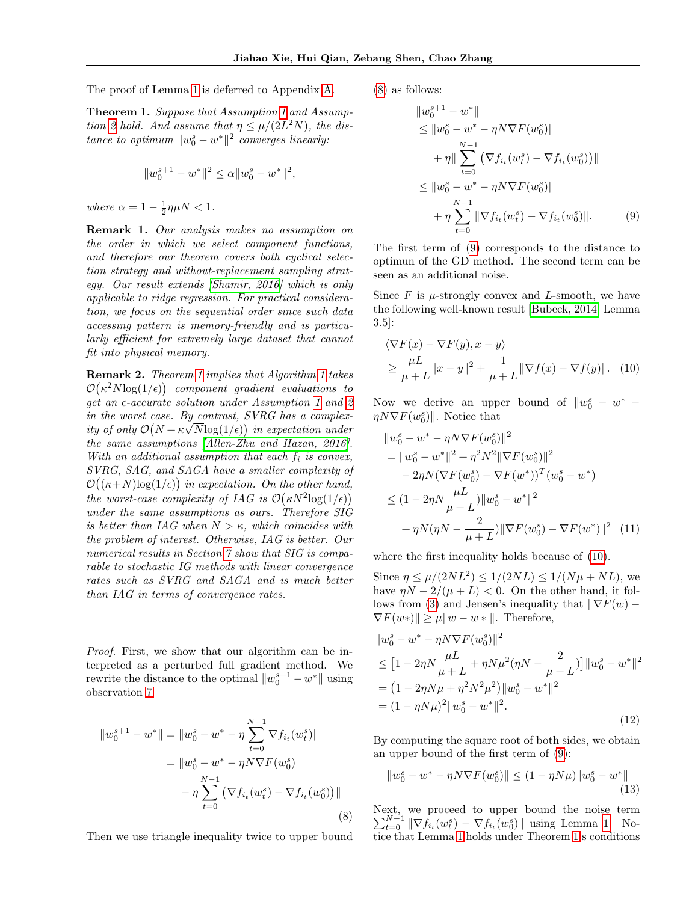The proof of Lemma 1 is deferred to Appendix A.

**Theorem 1.** *Suppose that Assumption 1 and Assumption 2 hold. And assume that $\eta \le \mu/(2L^2N)$, the distance to optimum $\|w_0^s - w^*\|^2$ converges linearly:*

$$\|w_0^{s+1} - w^*\|^2 \le \alpha \|w_0^s - w^*\|^2,$$

*where $\alpha = 1 - \frac{1}{2}\eta\mu N < 1$.*

**Remark 1.** *Our analysis makes no assumption on the order in which we select component functions, and therefore our theorem covers both cyclical selection strategy and without-replacement sampling strategy. Our result extends [Shamir, 2016] which is only applicable to ridge regression. For practical consideration, we focus on the sequential order since such data accessing pattern is memory-friendly and is particularly efficient for extremely large dataset that cannot fit into physical memory.*

**Remark 2.** *Theorem 1 implies that Algorithm 1 takes $\mathcal{O}\big(\kappa^2 N \log(1/\epsilon)\big)$ component gradient evaluations to get an $\epsilon$-accurate solution under Assumption 1 and 2 in the worst case. By contrast, SVRG has a complexity of only $\mathcal{O}\big(N + \kappa\sqrt{N}\log(1/\epsilon)\big)$ in expectation under the same assumptions [Allen-Zhu and Hazan, 2016]. With an additional assumption that each $f_i$ is convex, SVRG, SAG, and SAGA have a smaller complexity of $\mathcal{O}\big((\kappa+N)\log(1/\epsilon)\big)$ in expectation. On the other hand, the worst-case complexity of IAG is $\mathcal{O}\big(\kappa N^2 \log(1/\epsilon)\big)$ under the same assumptions as ours. Therefore SIG is better than IAG when $N > \kappa$, which coincides with the problem of interest. Otherwise, IAG is better. Our numerical results in Section 7 show that SIG is comparable to stochastic IG methods with linear convergence rates such as SVRG and SAGA and is much better than IAG in terms of convergence rates.*

*Proof.* First, we show that our algorithm can be interpreted as a perturbed full gradient method. We rewrite the distance to the optimal $\|w_0^{s+1} - w^*\|$ using observation 7

$$\begin{aligned}
\|w_0^{s+1} - w^*\| &= \|w_0^s - w^* - \eta \sum_{t=0}^{N-1} \nabla f_{i_t}(w_t^s)\| \\
&= \|w_0^s - w^* - \eta N \nabla F(w_0^s) \\
&\quad - \eta \sum_{t=0}^{N-1} \big(\nabla f_{i_t}(w_t^s) - \nabla f_{i_t}(w_0^s)\big)\|
\end{aligned} \tag{8}$$

Then we use triangle inequality twice to upper bound (8) as follows:

$$\begin{aligned}
&\|w_0^{s+1} - w^*\| \\
&\le \|w_0^s - w^* - \eta N \nabla F(w_0^s)\| \\
&\quad + \eta \|\sum_{t=0}^{N-1} \big(\nabla f_{i_t}(w_t^s) - \nabla f_{i_t}(w_0^s)\big)\| \\
&\le \|w_0^s - w^* - \eta N \nabla F(w_0^s)\| \\
&\quad + \eta \sum_{t=0}^{N-1} \|\nabla f_{i_t}(w_t^s) - \nabla f_{i_t}(w_0^s)\|.
\end{aligned} \tag{9}$$

The first term of (9) corresponds to the distance to optimun of the GD method. The second term can be seen as an additional noise.

Since $F$ is $\mu$-strongly convex and $L$-smooth, we have the following well-known result [Bubeck, 2014, Lemma 3.5]:

$$\begin{aligned}
&\langle \nabla F(x) - \nabla F(y), x - y\rangle \\
&\ge \frac{\mu L}{\mu + L}\|x - y\|^2 + \frac{1}{\mu + L}\|\nabla f(x) - \nabla f(y)\|.
\end{aligned} \tag{10}$$

Now we derive an upper bound of $\|w_0^s - w^* - \eta N \nabla F(w_0^s)\|$. Notice that

$$\begin{aligned}
&\|w_0^s - w^* - \eta N \nabla F(w_0^s)\|^2 \\
&= \|w_0^s - w^*\|^2 + \eta^2 N^2 \|\nabla F(w_0^s)\|^2 \\
&\quad - 2\eta N (\nabla F(w_0^s) - \nabla F(w^*))^T (w_0^s - w^*) \\
&\le (1 - 2\eta N \frac{\mu L}{\mu + L})\|w_0^s - w^*\|^2 \\
&\quad + \eta N (\eta N - \frac{2}{\mu + L})\|\nabla F(w_0^s) - \nabla F(w^*)\|^2
\end{aligned} \tag{11}$$

where the first inequality holds because of (10).

Since $\eta \le \mu/(2NL^2) \le 1/(2NL) \le 1/(N\mu + NL)$, we have $\eta N - 2/(\mu + L) < 0$. On the other hand, it follows from (3) and Jensen's inequality that $\|\nabla F(w) - \nabla F(w*)\| \ge \mu \|w - w*\|$. Therefore,

$$\begin{aligned}
&\|w_0^s - w^* - \eta N \nabla F(w_0^s)\|^2 \\
&\le \big[1 - 2\eta N \frac{\mu L}{\mu + L} + \eta N \mu^2 (\eta N - \frac{2}{\mu + L})\big]\|w_0^s - w^*\|^2 \\
&= \big(1 - 2\eta N \mu + \eta^2 N^2 \mu^2\big)\|w_0^s - w^*\|^2 \\
&= (1 - \eta N \mu)^2 \|w_0^s - w^*\|^2.
\end{aligned} \tag{12}$$

By computing the square root of both sides, we obtain an upper bound of the first term of (9):

$$\|w_0^s - w^* - \eta N \nabla F(w_0^s)\| \le (1 - \eta N \mu)\|w_0^s - w^*\| \tag{13}$$

Next, we proceed to upper bound the noise term $\sum_{t=0}^{N-1} \|\nabla f_{i_t}(w_t^s) - \nabla f_{i_t}(w_0^s)\|$ using Lemma 1. Notice that Lemma 1 holds under Theorem 1's conditions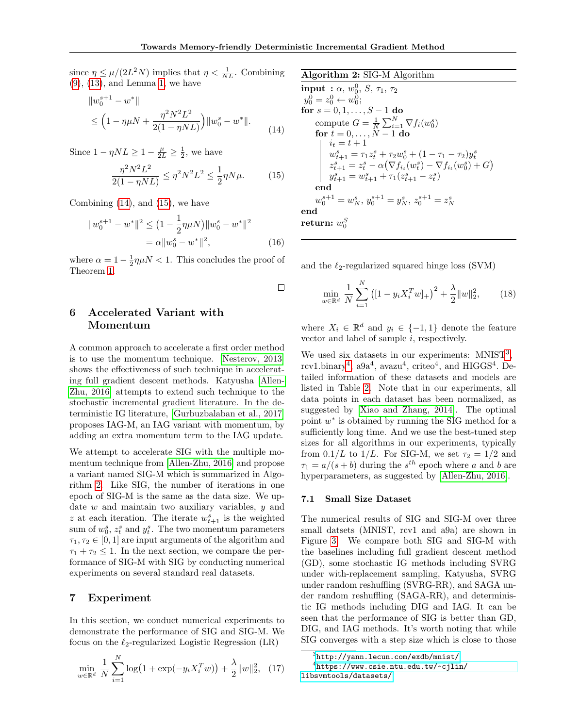since $\eta \le \mu/(2L^2N)$ implies that $\eta < \frac{1}{NL}$. Combining (9), (13), and Lemma 1, we have

$$
\begin{aligned}
&\|w_0^{s+1} - w^*\| \\
&\le \Big(1 - \eta\mu N + \frac{\eta^2 N^2 L^2}{2(1-\eta NL)}\Big)\|w_0^s - w^*\|.
\end{aligned} \tag{14}
$$

Since $1 - \eta NL \ge 1 - \frac{\mu}{2L} \ge \frac{1}{2}$, we have

$$
\frac{\eta^2 N^2 L^2}{2(1-\eta NL)} \le \eta^2 N^2 L^2 \le \frac{1}{2}\eta N \mu. \tag{15}
$$

Combining (14), and (15), we have

$$
\begin{aligned}
\|w_0^{s+1} - w^*\|^2 &\le \big(1 - \frac{1}{2}\eta\mu N\big)\|w_0^s - w^*\|^2 \\
&= \alpha \|w_0^s - w^*\|^2,
\end{aligned} \tag{16}
$$

where $\alpha = 1 - \frac{1}{2}\eta\mu N < 1$. This concludes the proof of Theorem 1.

□

## 6 Accelerated Variant with Momentum

A common approach to accelerate a first order method is to use the momentum technique. [Nesterov, 2013] shows the effectiveness of such technique in accelerating full gradient descent methods. Katyusha [Allen-Zhu, 2016] attempts to extend such technique to the stochastic incremental gradient literature. In the deterministic IG literature, [Gurbuzbalaban et al., 2017] proposes IAG-M, an IAG variant with momentum, by adding an extra momentum term to the IAG update.

We attempt to accelerate SIG with the multiple momentum technique from [Allen-Zhu, 2016] and propose a variant named SIG-M which is summarized in Algorithm 2. Like SIG, the number of iterations in one epoch of SIG-M is the same as the data size. We update $w$ and maintain two auxiliary variables, $y$ and $z$ at each iteration. The iterate $w_{t+1}^s$ is the weighted sum of $w_0^s$, $z_t^s$ and $y_t^s$. The two momentum parameters $\tau_1, \tau_2 \in [0, 1]$ are input arguments of the algorithm and $\tau_1 + \tau_2 \le 1$. In the next section, we compare the performance of SIG-M with SIG by conducting numerical experiments on several standard real datasets.

**Algorithm 2:** SIG-M Algorithm

```
input : α, w_0^0, S, τ_1, τ_2
y_0^0 = z_0^0 ← w_0^0;
for s = 0, 1, ..., S − 1 do
    compute G = (1/N) Σ_{i=1}^N ∇f_i(w_0^s)
    for t = 0, ..., N − 1 do
        i_t = t + 1
        w_{t+1}^s = τ_1 z_t^s + τ_2 w_0^s + (1 − τ_1 − τ_2) y_t^s
        z_{t+1}^s = z_t^s − α(∇f_{i_t}(w_t^s) − ∇f_{i_t}(w_0^s) + G)
        y_{t+1}^s = w_{t+1}^s + τ_1 (z_{t+1}^s − z_t^s)
    end
    w_0^{s+1} = w_N^s, y_0^{s+1} = y_N^s, z_0^{s+1} = z_N^s
end
return: w_0^S
```

## 7 Experiment

In this section, we conduct numerical experiments to demonstrate the performance of SIG and SIG-M. We focus on the $\ell_2$-regularized Logistic Regression (LR)

$$
\min_{w\in\mathbb{R}^d} \frac{1}{N}\sum_{i=1}^N \log\big(1 + \exp(-y_i X_i^T w)\big) + \frac{\lambda}{2}\|w\|_2^2, \tag{17}
$$

and the $\ell_2$-regularized squared hinge loss (SVM)

$$
\min_{w\in\mathbb{R}^d} \frac{1}{N}\sum_{i=1}^N \big([1 - y_i X_i^T w]_+\big)^2 + \frac{\lambda}{2}\|w\|_2^2, \tag{18}
$$

where $X_i \in \mathbb{R}^d$ and $y_i \in \{-1, 1\}$ denote the feature vector and label of sample $i$, respectively.

We used six datasets in our experiments: MNIST[3], rcv1.binary[4], a9a[4], avazu[4], criteo[4], and HIGGS[4]. Detailed information of these datasets and models are listed in Table 2. Note that in our experiments, all data points in each dataset has been normalized, as suggested by [Xiao and Zhang, 2014]. The optimal point $w^*$ is obtained by running the SIG method for a sufficiently long time. And we use the best-tuned step sizes for all algorithms in our experiments, typically from $0.1/L$ to $1/L$. For SIG-M, we set $\tau_2 = 1/2$ and $\tau_1 = a/(s + b)$ during the $s^{th}$ epoch where $a$ and $b$ are hyperparameters, as suggested by [Allen-Zhu, 2016].

### 7.1 Small Size Dataset

The numerical results of SIG and SIG-M over three small datsets (MNIST, rcv1 and a9a) are shown in Figure 3. We compare both SIG and SIG-M with the baselines including full gradient descent method (GD), some stochastic IG methods including SVRG under with-replacement sampling, Katyusha, SVRG under random reshuffling (SVRG-RR), and SAGA under random reshuffling (SAGA-RR), and deterministic IG methods including DIG and IAG. It can be seen that the performance of SIG is better than GD, DIG, and IAG methods. It's worth noting that while SIG converges with a step size which is close to those

[3] http://yann.lecun.com/exdb/mnist/

[4] https://www.csie.ntu.edu.tw/~cjlin/libsvmtools/datasets/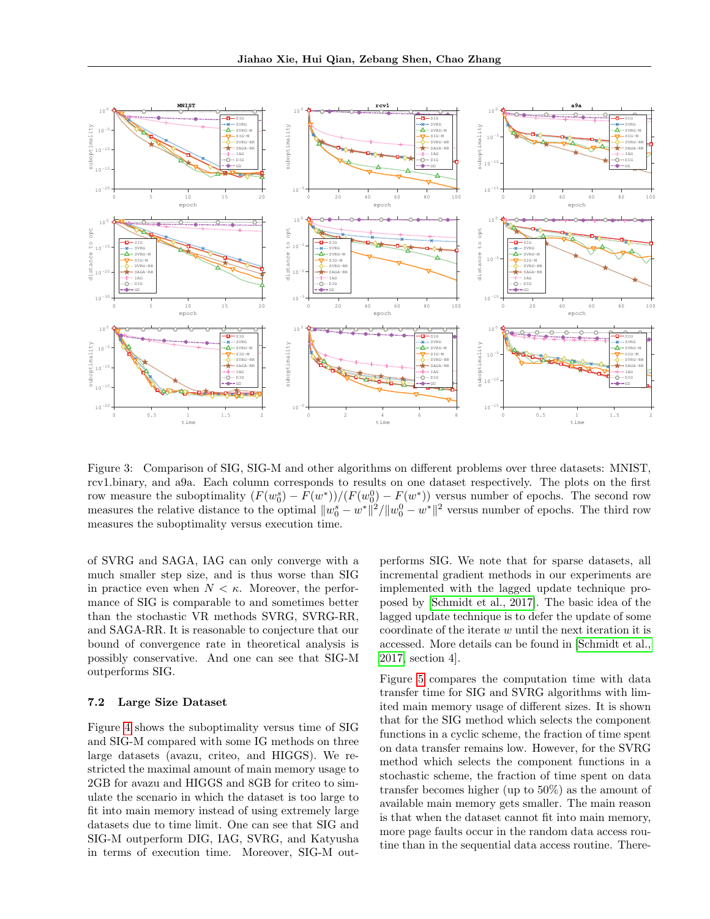Figure 3: Comparison of SIG, SIG-M and other algorithms on different problems over three datasets: MNIST, rcv1.binary, and a9a. Each column corresponds to results on one dataset respectively. The plots on the first row measure the suboptimality $(F(w_0^s) - F(w^*))/(F(w_0^0) - F(w^*))$ versus number of epochs. The second row measures the relative distance to the optimal $\|w_0^s - w^*\|^2/\|w_0^0 - w^*\|^2$ versus number of epochs. The third row measures the suboptimality versus execution time.

of SVRG and SAGA, IAG can only converge with a much smaller step size, and is thus worse than SIG in practice even when $N < \kappa$. Moreover, the performance of SIG is comparable to and sometimes better than the stochastic VR methods SVRG, SVRG-RR, and SAGA-RR. It is reasonable to conjecture that our bound of convergence rate in theoretical analysis is possibly conservative. And one can see that SIG-M outperforms SIG.

### 7.2 Large Size Dataset

Figure 4 shows the suboptimality versus time of SIG and SIG-M compared with some IG methods on three large datasets (avazu, criteo, and HIGGS). We restricted the maximal amount of main memory usage to 2GB for avazu and HIGGS and 8GB for criteo to simulate the scenario in which the dataset is too large to fit into main memory instead of using extremely large datasets due to time limit. One can see that SIG and SIG-M outperform DIG, IAG, SVRG, and Katyusha in terms of execution time. Moreover, SIG-M outperforms SIG. We note that for sparse datasets, all incremental gradient methods in our experiments are implemented with the lagged update technique proposed by [Schmidt et al., 2017]. The basic idea of the lagged update technique is to defer the update of some coordinate of the iterate $w$ until the next iteration it is accessed. More details can be found in [Schmidt et al., 2017, section 4].

Figure 5 compares the computation time with data transfer time for SIG and SVRG algorithms with limited main memory usage of different sizes. It is shown that for the SIG method which selects the component functions in a cyclic scheme, the fraction of time spent on data transfer remains low. However, for the SVRG method which selects the component functions in a stochastic scheme, the fraction of time spent on data transfer becomes higher (up to 50%) as the amount of available main memory gets smaller. The main reason is that when the dataset cannot fit into main memory, more page faults occur in the random data access routine than in the sequential data access routine. There-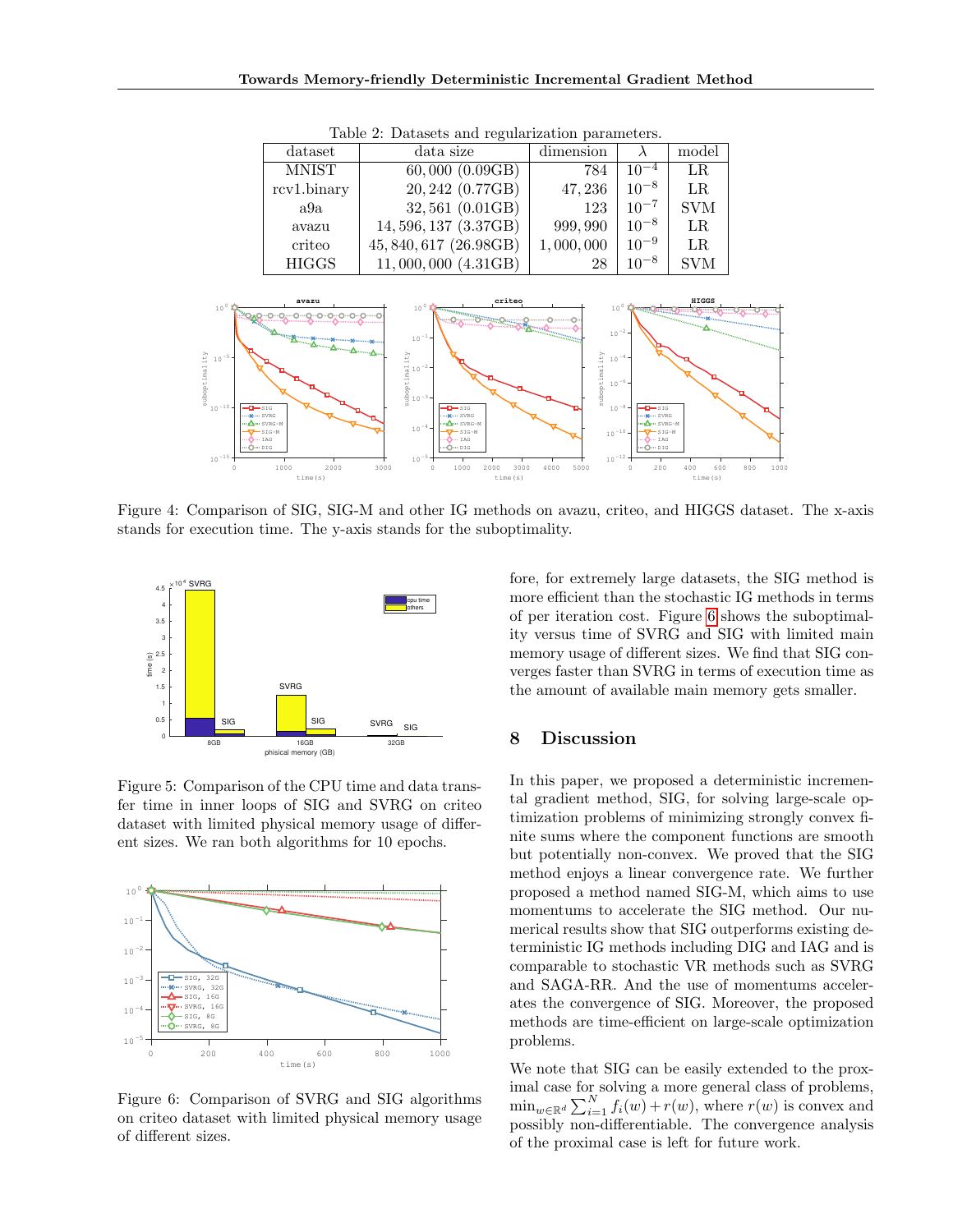Table 2: Datasets and regularization parameters.

| dataset | data size | dimension | $\lambda$ | model |
|---|---|---|---|---|
| MNIST | $60,000$ (0.09GB) | 784 | $10^{-4}$ | LR |
| rcv1.binary | $20,242$ (0.77GB) | $47,236$ | $10^{-8}$ | LR |
| a9a | $32,561$ (0.01GB) | 123 | $10^{-7}$ | SVM |
| avazu | $14,596,137$ (3.37GB) | $999,990$ | $10^{-8}$ | LR |
| criteo | $45,840,617$ (26.98GB) | $1,000,000$ | $10^{-9}$ | LR |
| HIGGS | $11,000,000$ (4.31GB) | 28 | $10^{-8}$ | SVM |

Figure 4: Comparison of SIG, SIG-M and other IG methods on avazu, criteo, and HIGGS dataset. The x-axis stands for execution time. The y-axis stands for the suboptimality.

Figure 5: Comparison of the CPU time and data transfer time in inner loops of SIG and SVRG on criteo dataset with limited physical memory usage of different sizes. We ran both algorithms for 10 epochs.

Figure 6: Comparison of SVRG and SIG algorithms on criteo dataset with limited physical memory usage of different sizes.

fore, for extremely large datasets, the SIG method is more efficient than the stochastic IG methods in terms of per iteration cost. Figure 6 shows the suboptimality versus time of SVRG and SIG with limited main memory usage of different sizes. We find that SIG converges faster than SVRG in terms of execution time as the amount of available main memory gets smaller.

## 8 Discussion

In this paper, we proposed a deterministic incremental gradient method, SIG, for solving large-scale optimization problems of minimizing strongly convex finite sums where the component functions are smooth but potentially non-convex. We proved that the SIG method enjoys a linear convergence rate. We further proposed a method named SIG-M, which aims to use momentums to accelerate the SIG method. Our numerical results show that SIG outperforms existing deterministic IG methods including DIG and IAG and is comparable to stochastic VR methods such as SVRG and SAGA-RR. And the use of momentums accelerates the convergence of SIG. Moreover, the proposed methods are time-efficient on large-scale optimization problems.

We note that SIG can be easily extended to the proximal case for solving a more general class of problems, $\min_{w\in\mathbb{R}^d}\sum_{i=1}^{N} f_i(w)+r(w)$, where $r(w)$ is convex and possibly non-differentiable. The convergence analysis of the proximal case is left for future work.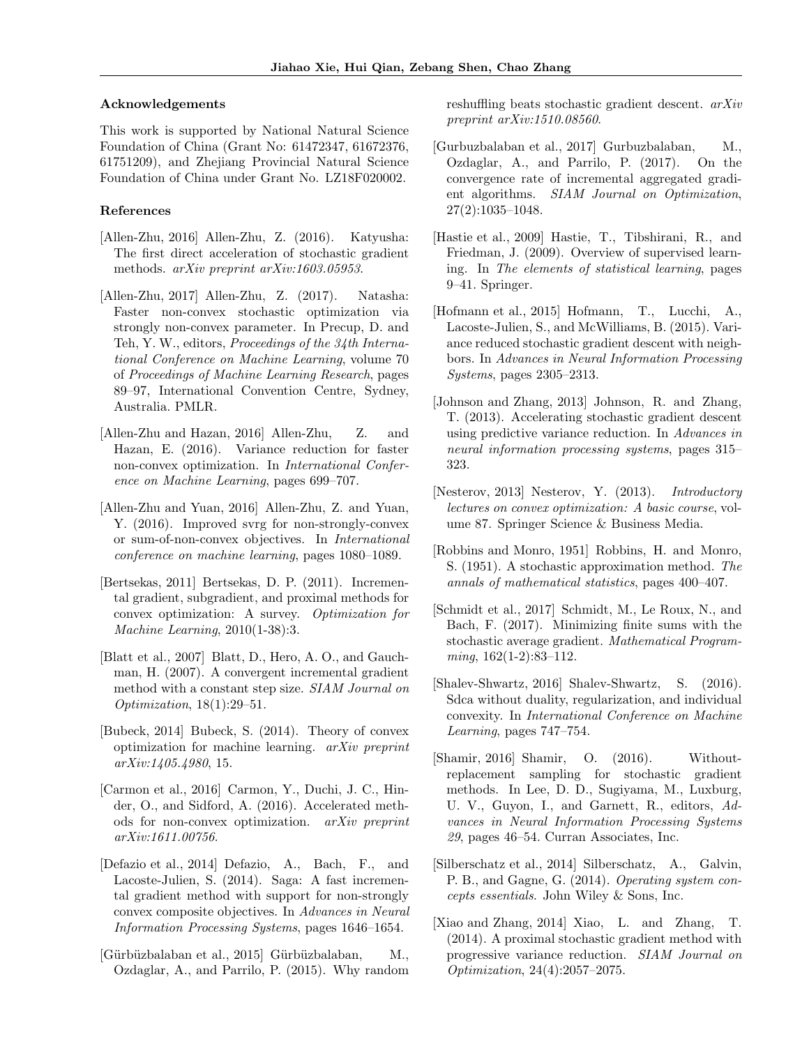## Acknowledgements

This work is supported by National Natural Science Foundation of China (Grant No: 61472347, 61672376, 61751209), and Zhejiang Provincial Natural Science Foundation of China under Grant No. LZ18F020002.

## References

[Allen-Zhu, 2016] Allen-Zhu, Z. (2016). Katyusha: The first direct acceleration of stochastic gradient methods. *arXiv preprint arXiv:1603.05953*.

[Allen-Zhu, 2017] Allen-Zhu, Z. (2017). Natasha: Faster non-convex stochastic optimization via strongly non-convex parameter. In Precup, D. and Teh, Y. W., editors, *Proceedings of the 34th International Conference on Machine Learning*, volume 70 of *Proceedings of Machine Learning Research*, pages 89–97, International Convention Centre, Sydney, Australia. PMLR.

[Allen-Zhu and Hazan, 2016] Allen-Zhu, Z. and Hazan, E. (2016). Variance reduction for faster non-convex optimization. In *International Conference on Machine Learning*, pages 699–707.

[Allen-Zhu and Yuan, 2016] Allen-Zhu, Z. and Yuan, Y. (2016). Improved svrg for non-strongly-convex or sum-of-non-convex objectives. In *International conference on machine learning*, pages 1080–1089.

[Bertsekas, 2011] Bertsekas, D. P. (2011). Incremental gradient, subgradient, and proximal methods for convex optimization: A survey. *Optimization for Machine Learning*, 2010(1-38):3.

[Blatt et al., 2007] Blatt, D., Hero, A. O., and Gauchman, H. (2007). A convergent incremental gradient method with a constant step size. *SIAM Journal on Optimization*, 18(1):29–51.

[Bubeck, 2014] Bubeck, S. (2014). Theory of convex optimization for machine learning. *arXiv preprint arXiv:1405.4980*, 15.

[Carmon et al., 2016] Carmon, Y., Duchi, J. C., Hinder, O., and Sidford, A. (2016). Accelerated methods for non-convex optimization. *arXiv preprint arXiv:1611.00756*.

[Defazio et al., 2014] Defazio, A., Bach, F., and Lacoste-Julien, S. (2014). Saga: A fast incremental gradient method with support for non-strongly convex composite objectives. In *Advances in Neural Information Processing Systems*, pages 1646–1654.

[Gürbüzbalaban et al., 2015] Gürbüzbalaban, M., Ozdaglar, A., and Parrilo, P. (2015). Why random reshuffling beats stochastic gradient descent. *arXiv preprint arXiv:1510.08560*.

[Gurbuzbalaban et al., 2017] Gurbuzbalaban, M., Ozdaglar, A., and Parrilo, P. (2017). On the convergence rate of incremental aggregated gradient algorithms. *SIAM Journal on Optimization*, 27(2):1035–1048.

[Hastie et al., 2009] Hastie, T., Tibshirani, R., and Friedman, J. (2009). Overview of supervised learning. In *The elements of statistical learning*, pages 9–41. Springer.

[Hofmann et al., 2015] Hofmann, T., Lucchi, A., Lacoste-Julien, S., and McWilliams, B. (2015). Variance reduced stochastic gradient descent with neighbors. In *Advances in Neural Information Processing Systems*, pages 2305–2313.

[Johnson and Zhang, 2013] Johnson, R. and Zhang, T. (2013). Accelerating stochastic gradient descent using predictive variance reduction. In *Advances in neural information processing systems*, pages 315–323.

[Nesterov, 2013] Nesterov, Y. (2013). *Introductory lectures on convex optimization: A basic course*, volume 87. Springer Science & Business Media.

[Robbins and Monro, 1951] Robbins, H. and Monro, S. (1951). A stochastic approximation method. *The annals of mathematical statistics*, pages 400–407.

[Schmidt et al., 2017] Schmidt, M., Le Roux, N., and Bach, F. (2017). Minimizing finite sums with the stochastic average gradient. *Mathematical Programming*, 162(1-2):83–112.

[Shalev-Shwartz, 2016] Shalev-Shwartz, S. (2016). Sdca without duality, regularization, and individual convexity. In *International Conference on Machine Learning*, pages 747–754.

[Shamir, 2016] Shamir, O. (2016). Without-replacement sampling for stochastic gradient methods. In Lee, D. D., Sugiyama, M., Luxburg, U. V., Guyon, I., and Garnett, R., editors, *Advances in Neural Information Processing Systems 29*, pages 46–54. Curran Associates, Inc.

[Silberschatz et al., 2014] Silberschatz, A., Galvin, P. B., and Gagne, G. (2014). *Operating system concepts essentials*. John Wiley & Sons, Inc.

[Xiao and Zhang, 2014] Xiao, L. and Zhang, T. (2014). A proximal stochastic gradient method with progressive variance reduction. *SIAM Journal on Optimization*, 24(4):2057–2075.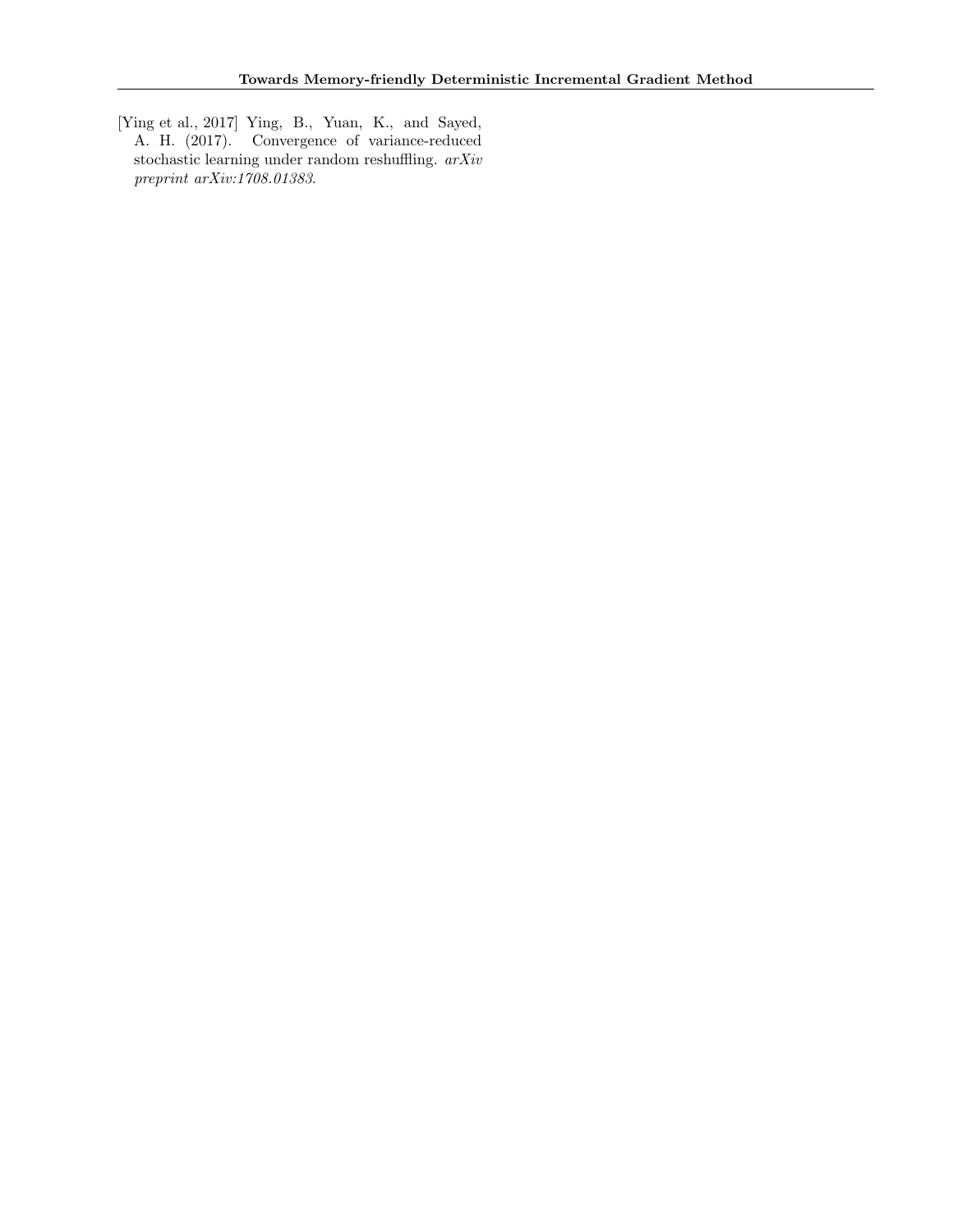[Ying et al., 2017] Ying, B., Yuan, K., and Sayed, A. H. (2017). Convergence of variance-reduced stochastic learning under random reshuffling. *arXiv preprint arXiv:1708.01383*.